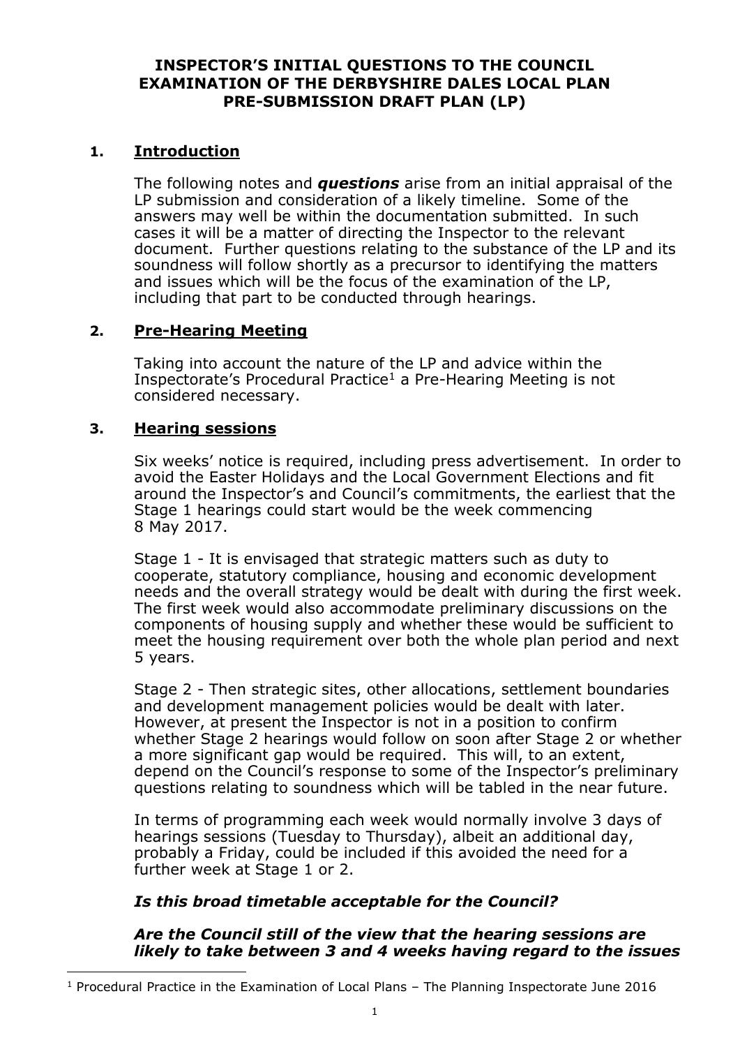# INSPECTOR'S INITIAL QUESTIONS TO THE COUNCIL EXAMINATION OF THE DERBYSHIRE DALES LOCAL PLAN PRE-SUBMISSION DRAFT PLAN (LP)

## 1. Introduction

The following notes and ***questions*** arise from an initial appraisal of the LP submission and consideration of a likely timeline. Some of the answers may well be within the documentation submitted. In such cases it will be a matter of directing the Inspector to the relevant document. Further questions relating to the substance of the LP and its soundness will follow shortly as a precursor to identifying the matters and issues which will be the focus of the examination of the LP, including that part to be conducted through hearings.

## 2. Pre-Hearing Meeting

Taking into account the nature of the LP and advice within the Inspectorate's Procedural Practice[1] a Pre-Hearing Meeting is not considered necessary.

## 3. Hearing sessions

Six weeks' notice is required, including press advertisement. In order to avoid the Easter Holidays and the Local Government Elections and fit around the Inspector's and Council's commitments, the earliest that the Stage 1 hearings could start would be the week commencing 8 May 2017.

Stage 1 - It is envisaged that strategic matters such as duty to cooperate, statutory compliance, housing and economic development needs and the overall strategy would be dealt with during the first week. The first week would also accommodate preliminary discussions on the components of housing supply and whether these would be sufficient to meet the housing requirement over both the whole plan period and next 5 years.

Stage 2 - Then strategic sites, other allocations, settlement boundaries and development management policies would be dealt with later. However, at present the Inspector is not in a position to confirm whether Stage 2 hearings would follow on soon after Stage 2 or whether a more significant gap would be required. This will, to an extent, depend on the Council's response to some of the Inspector's preliminary questions relating to soundness which will be tabled in the near future.

In terms of programming each week would normally involve 3 days of hearings sessions (Tuesday to Thursday), albeit an additional day, probably a Friday, could be included if this avoided the need for a further week at Stage 1 or 2.

***Is this broad timetable acceptable for the Council?***

***Are the Council still of the view that the hearing sessions are likely to take between 3 and 4 weeks having regard to the issues***

[1] Procedural Practice in the Examination of Local Plans – The Planning Inspectorate June 2016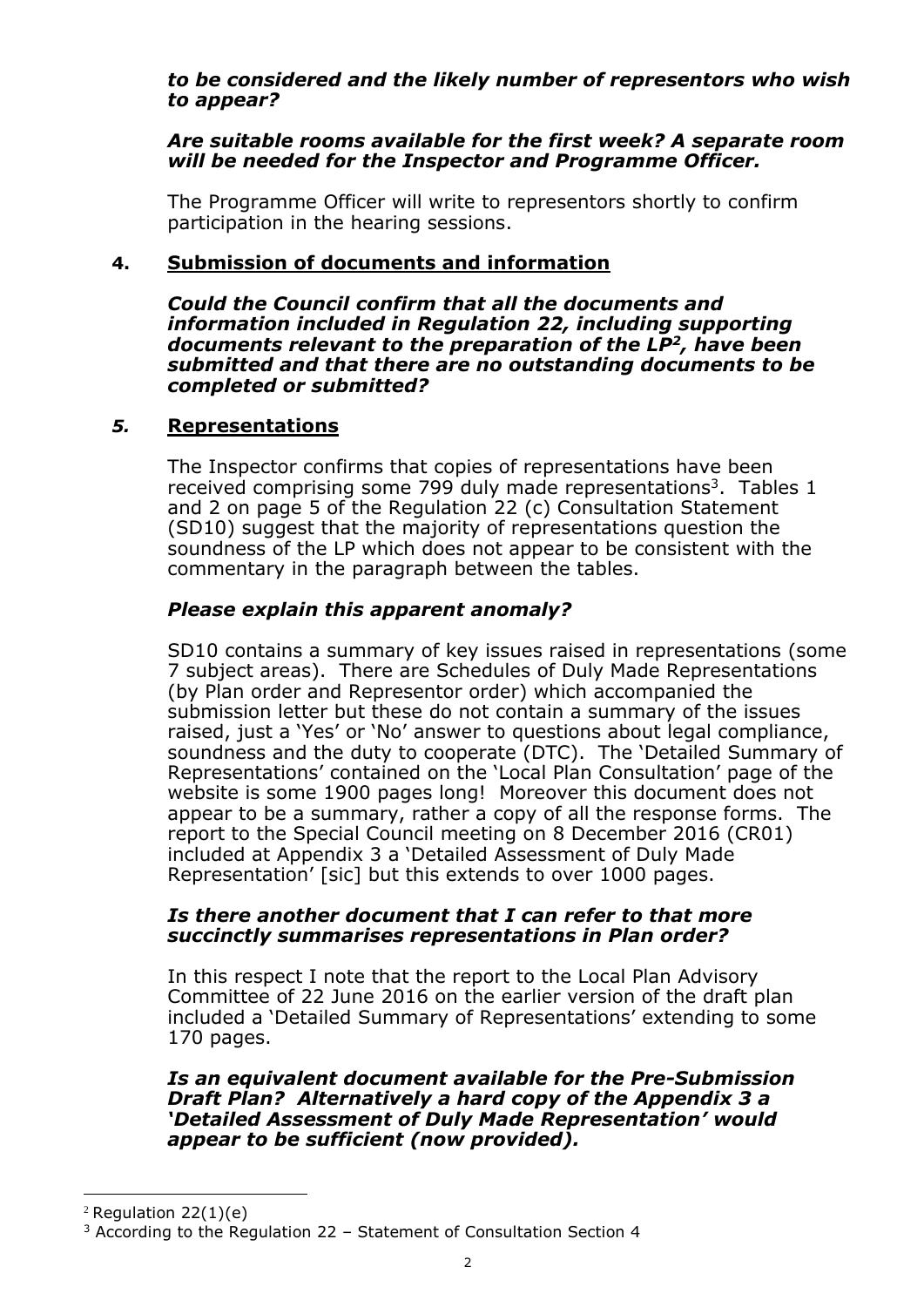***to be considered and the likely number of representors who wish to appear?***

***Are suitable rooms available for the first week? A separate room will be needed for the Inspector and Programme Officer.***

The Programme Officer will write to representors shortly to confirm participation in the hearing sessions.

## 4. Submission of documents and information

***Could the Council confirm that all the documents and information included in Regulation 22, including supporting documents relevant to the preparation of the LP[2], have been submitted and that there are no outstanding documents to be completed or submitted?***

## *5.* Representations

The Inspector confirms that copies of representations have been received comprising some 799 duly made representations[3]. Tables 1 and 2 on page 5 of the Regulation 22 (c) Consultation Statement (SD10) suggest that the majority of representations question the soundness of the LP which does not appear to be consistent with the commentary in the paragraph between the tables.

***Please explain this apparent anomaly?***

SD10 contains a summary of key issues raised in representations (some 7 subject areas). There are Schedules of Duly Made Representations (by Plan order and Representor order) which accompanied the submission letter but these do not contain a summary of the issues raised, just a 'Yes' or 'No' answer to questions about legal compliance, soundness and the duty to cooperate (DTC). The 'Detailed Summary of Representations' contained on the 'Local Plan Consultation' page of the website is some 1900 pages long! Moreover this document does not appear to be a summary, rather a copy of all the response forms. The report to the Special Council meeting on 8 December 2016 (CR01) included at Appendix 3 a 'Detailed Assessment of Duly Made Representation' [sic] but this extends to over 1000 pages.

***Is there another document that I can refer to that more succinctly summarises representations in Plan order?***

In this respect I note that the report to the Local Plan Advisory Committee of 22 June 2016 on the earlier version of the draft plan included a 'Detailed Summary of Representations' extending to some 170 pages.

***Is an equivalent document available for the Pre-Submission Draft Plan? Alternatively a hard copy of the Appendix 3 a 'Detailed Assessment of Duly Made Representation' would appear to be sufficient (now provided).***

---

[2] Regulation 22(1)(e)

[3] According to the Regulation 22 – Statement of Consultation Section 4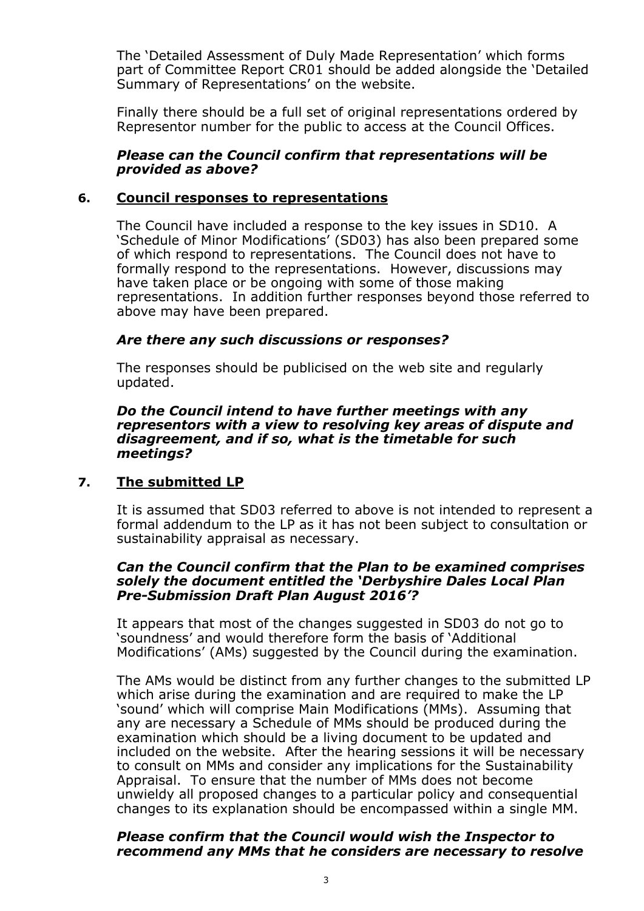The 'Detailed Assessment of Duly Made Representation' which forms part of Committee Report CR01 should be added alongside the 'Detailed Summary of Representations' on the website.

Finally there should be a full set of original representations ordered by Representor number for the public to access at the Council Offices.

***Please can the Council confirm that representations will be provided as above?***

## 6. Council responses to representations

The Council have included a response to the key issues in SD10. A 'Schedule of Minor Modifications' (SD03) has also been prepared some of which respond to representations. The Council does not have to formally respond to the representations. However, discussions may have taken place or be ongoing with some of those making representations. In addition further responses beyond those referred to above may have been prepared.

***Are there any such discussions or responses?***

The responses should be publicised on the web site and regularly updated.

***Do the Council intend to have further meetings with any representors with a view to resolving key areas of dispute and disagreement, and if so, what is the timetable for such meetings?***

## 7. The submitted LP

It is assumed that SD03 referred to above is not intended to represent a formal addendum to the LP as it has not been subject to consultation or sustainability appraisal as necessary.

***Can the Council confirm that the Plan to be examined comprises solely the document entitled the 'Derbyshire Dales Local Plan Pre-Submission Draft Plan August 2016'?***

It appears that most of the changes suggested in SD03 do not go to 'soundness' and would therefore form the basis of 'Additional Modifications' (AMs) suggested by the Council during the examination.

The AMs would be distinct from any further changes to the submitted LP which arise during the examination and are required to make the LP 'sound' which will comprise Main Modifications (MMs). Assuming that any are necessary a Schedule of MMs should be produced during the examination which should be a living document to be updated and included on the website. After the hearing sessions it will be necessary to consult on MMs and consider any implications for the Sustainability Appraisal. To ensure that the number of MMs does not become unwieldy all proposed changes to a particular policy and consequential changes to its explanation should be encompassed within a single MM.

***Please confirm that the Council would wish the Inspector to recommend any MMs that he considers are necessary to resolve***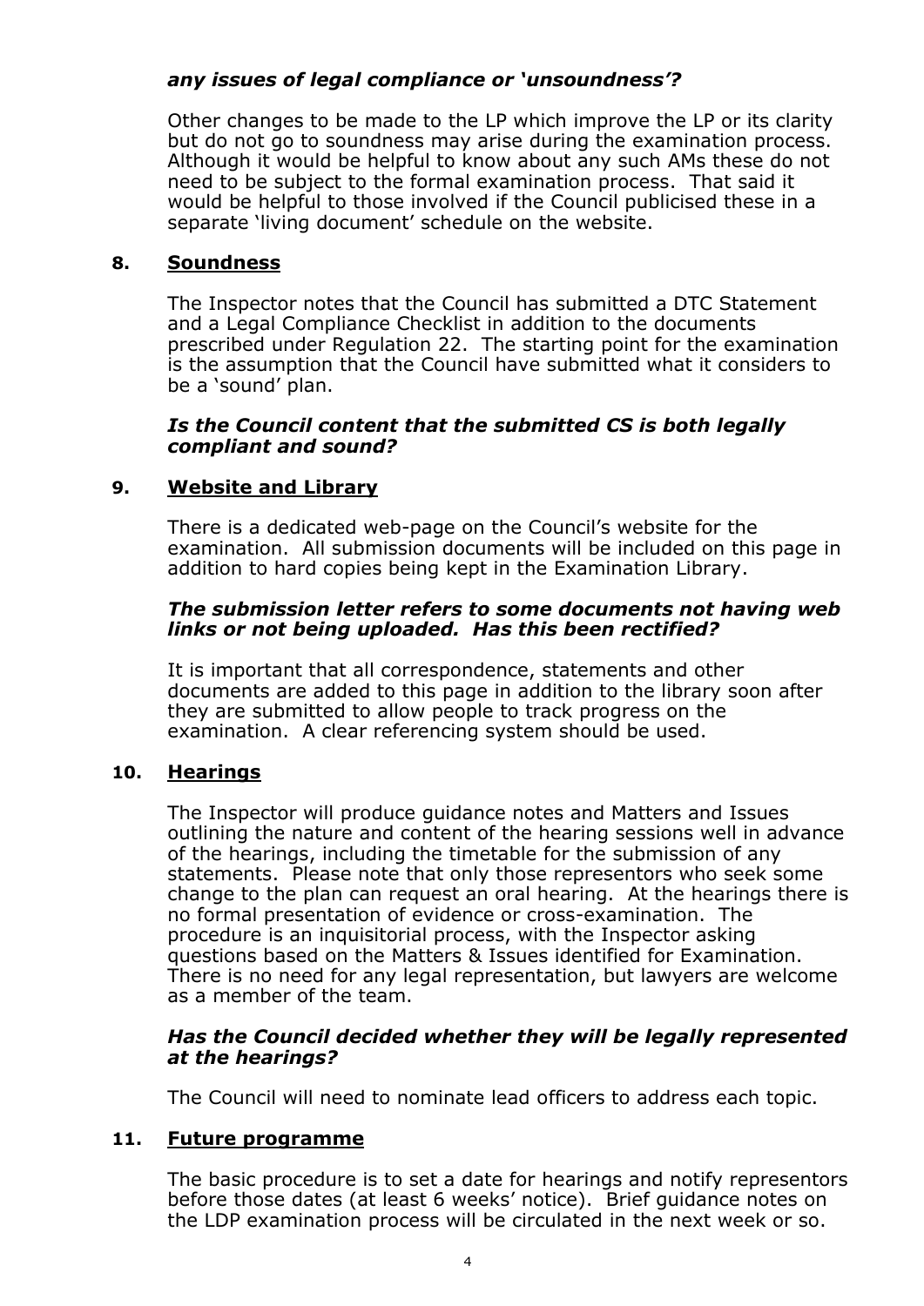***any issues of legal compliance or 'unsoundness'?***

Other changes to be made to the LP which improve the LP or its clarity but do not go to soundness may arise during the examination process. Although it would be helpful to know about any such AMs these do not need to be subject to the formal examination process. That said it would be helpful to those involved if the Council publicised these in a separate 'living document' schedule on the website.

## 8. Soundness

The Inspector notes that the Council has submitted a DTC Statement and a Legal Compliance Checklist in addition to the documents prescribed under Regulation 22. The starting point for the examination is the assumption that the Council have submitted what it considers to be a 'sound' plan.

***Is the Council content that the submitted CS is both legally compliant and sound?***

## 9. Website and Library

There is a dedicated web-page on the Council's website for the examination. All submission documents will be included on this page in addition to hard copies being kept in the Examination Library.

***The submission letter refers to some documents not having web links or not being uploaded. Has this been rectified?***

It is important that all correspondence, statements and other documents are added to this page in addition to the library soon after they are submitted to allow people to track progress on the examination. A clear referencing system should be used.

## 10. Hearings

The Inspector will produce guidance notes and Matters and Issues outlining the nature and content of the hearing sessions well in advance of the hearings, including the timetable for the submission of any statements. Please note that only those representors who seek some change to the plan can request an oral hearing. At the hearings there is no formal presentation of evidence or cross-examination. The procedure is an inquisitorial process, with the Inspector asking questions based on the Matters & Issues identified for Examination. There is no need for any legal representation, but lawyers are welcome as a member of the team.

***Has the Council decided whether they will be legally represented at the hearings?***

The Council will need to nominate lead officers to address each topic.

## 11. Future programme

The basic procedure is to set a date for hearings and notify representors before those dates (at least 6 weeks' notice). Brief guidance notes on the LDP examination process will be circulated in the next week or so.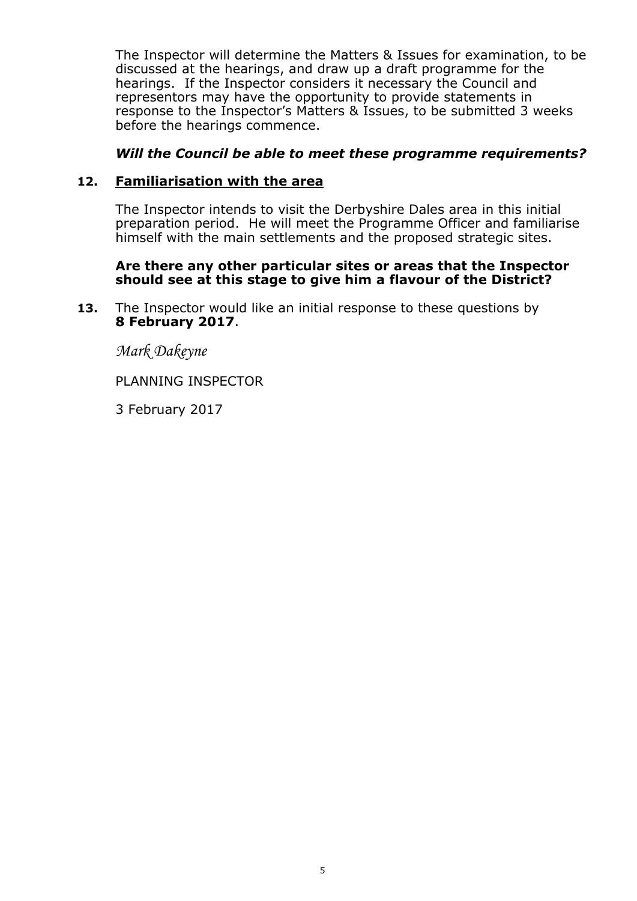The Inspector will determine the Matters & Issues for examination, to be discussed at the hearings, and draw up a draft programme for the hearings. If the Inspector considers it necessary the Council and representors may have the opportunity to provide statements in response to the Inspector's Matters & Issues, to be submitted 3 weeks before the hearings commence.

***Will the Council be able to meet these programme requirements?***

**12. Familiarisation with the area**

The Inspector intends to visit the Derbyshire Dales area in this initial preparation period. He will meet the Programme Officer and familiarise himself with the main settlements and the proposed strategic sites.

**Are there any other particular sites or areas that the Inspector should see at this stage to give him a flavour of the District?**

**13.** The Inspector would like an initial response to these questions by **8 February 2017**.

*Mark Dakeyne*

PLANNING INSPECTOR

3 February 2017